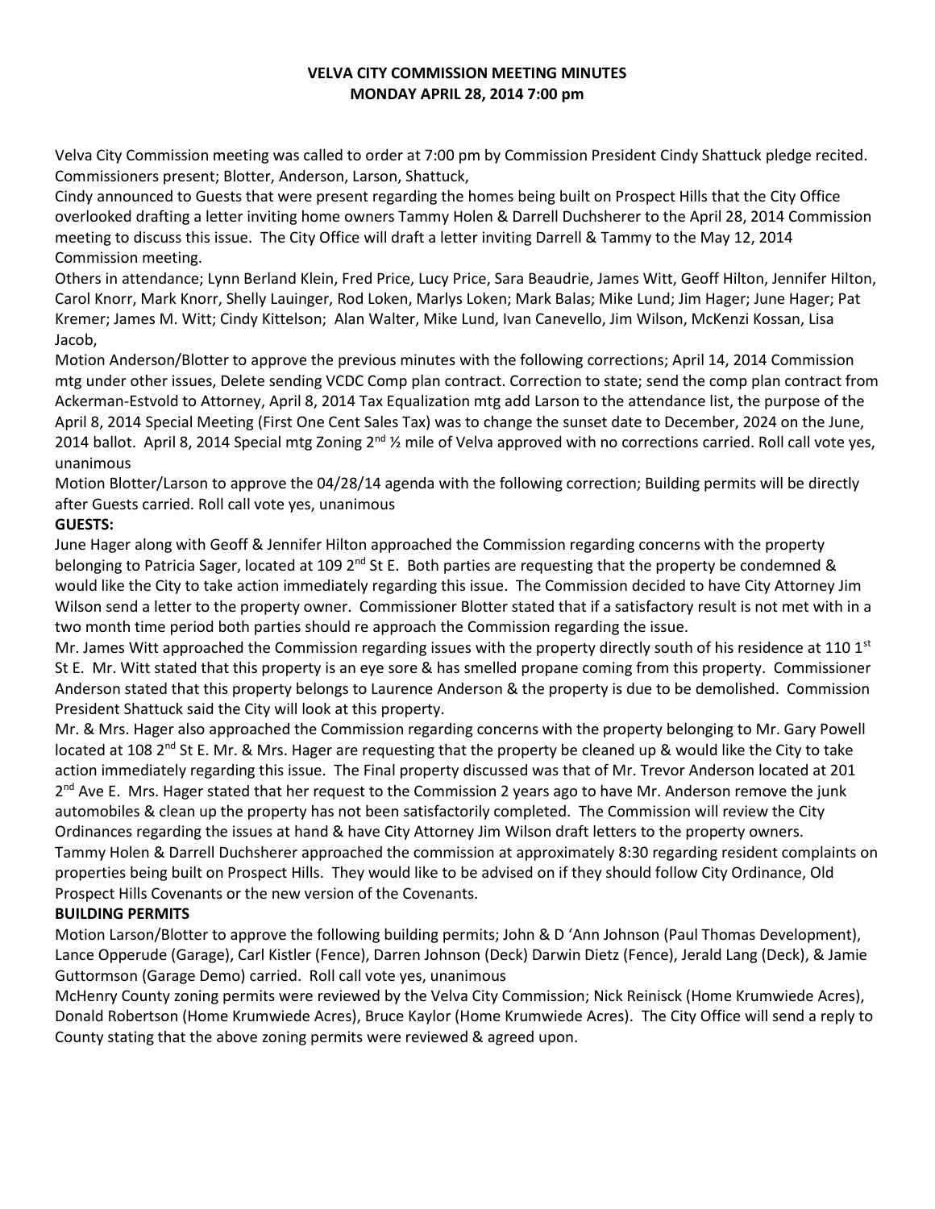# VELVA CITY COMMISSION MEETING MINUTES
## MONDAY APRIL 28, 2014 7:00 pm

Velva City Commission meeting was called to order at 7:00 pm by Commission President Cindy Shattuck pledge recited. Commissioners present; Blotter, Anderson, Larson, Shattuck,

Cindy announced to Guests that were present regarding the homes being built on Prospect Hills that the City Office overlooked drafting a letter inviting home owners Tammy Holen & Darrell Duchsherer to the April 28, 2014 Commission meeting to discuss this issue. The City Office will draft a letter inviting Darrell & Tammy to the May 12, 2014 Commission meeting.

Others in attendance; Lynn Berland Klein, Fred Price, Lucy Price, Sara Beaudrie, James Witt, Geoff Hilton, Jennifer Hilton, Carol Knorr, Mark Knorr, Shelly Lauinger, Rod Loken, Marlys Loken; Mark Balas; Mike Lund; Jim Hager; June Hager; Pat Kremer; James M. Witt; Cindy Kittelson; Alan Walter, Mike Lund, Ivan Canevello, Jim Wilson, McKenzi Kossan, Lisa Jacob,

Motion Anderson/Blotter to approve the previous minutes with the following corrections; April 14, 2014 Commission mtg under other issues, Delete sending VCDC Comp plan contract. Correction to state; send the comp plan contract from Ackerman-Estvold to Attorney, April 8, 2014 Tax Equalization mtg add Larson to the attendance list, the purpose of the April 8, 2014 Special Meeting (First One Cent Sales Tax) was to change the sunset date to December, 2024 on the June, 2014 ballot. April 8, 2014 Special mtg Zoning 2nd ½ mile of Velva approved with no corrections carried. Roll call vote yes, unanimous

Motion Blotter/Larson to approve the 04/28/14 agenda with the following correction; Building permits will be directly after Guests carried. Roll call vote yes, unanimous

**GUESTS:**

June Hager along with Geoff & Jennifer Hilton approached the Commission regarding concerns with the property belonging to Patricia Sager, located at 109 2nd St E. Both parties are requesting that the property be condemned & would like the City to take action immediately regarding this issue. The Commission decided to have City Attorney Jim Wilson send a letter to the property owner. Commissioner Blotter stated that if a satisfactory result is not met with in a two month time period both parties should re approach the Commission regarding the issue.

Mr. James Witt approached the Commission regarding issues with the property directly south of his residence at 110 1st St E. Mr. Witt stated that this property is an eye sore & has smelled propane coming from this property. Commissioner Anderson stated that this property belongs to Laurence Anderson & the property is due to be demolished. Commission President Shattuck said the City will look at this property.

Mr. & Mrs. Hager also approached the Commission regarding concerns with the property belonging to Mr. Gary Powell located at 108 2nd St E. Mr. & Mrs. Hager are requesting that the property be cleaned up & would like the City to take action immediately regarding this issue. The Final property discussed was that of Mr. Trevor Anderson located at 201 2nd Ave E. Mrs. Hager stated that her request to the Commission 2 years ago to have Mr. Anderson remove the junk automobiles & clean up the property has not been satisfactorily completed. The Commission will review the City Ordinances regarding the issues at hand & have City Attorney Jim Wilson draft letters to the property owners.

Tammy Holen & Darrell Duchsherer approached the commission at approximately 8:30 regarding resident complaints on properties being built on Prospect Hills. They would like to be advised on if they should follow City Ordinance, Old Prospect Hills Covenants or the new version of the Covenants.

**BUILDING PERMITS**

Motion Larson/Blotter to approve the following building permits; John & D 'Ann Johnson (Paul Thomas Development), Lance Opperude (Garage), Carl Kistler (Fence), Darren Johnson (Deck) Darwin Dietz (Fence), Jerald Lang (Deck), & Jamie Guttormson (Garage Demo) carried. Roll call vote yes, unanimous

McHenry County zoning permits were reviewed by the Velva City Commission; Nick Reinisck (Home Krumwiede Acres), Donald Robertson (Home Krumwiede Acres), Bruce Kaylor (Home Krumwiede Acres). The City Office will send a reply to County stating that the above zoning permits were reviewed & agreed upon.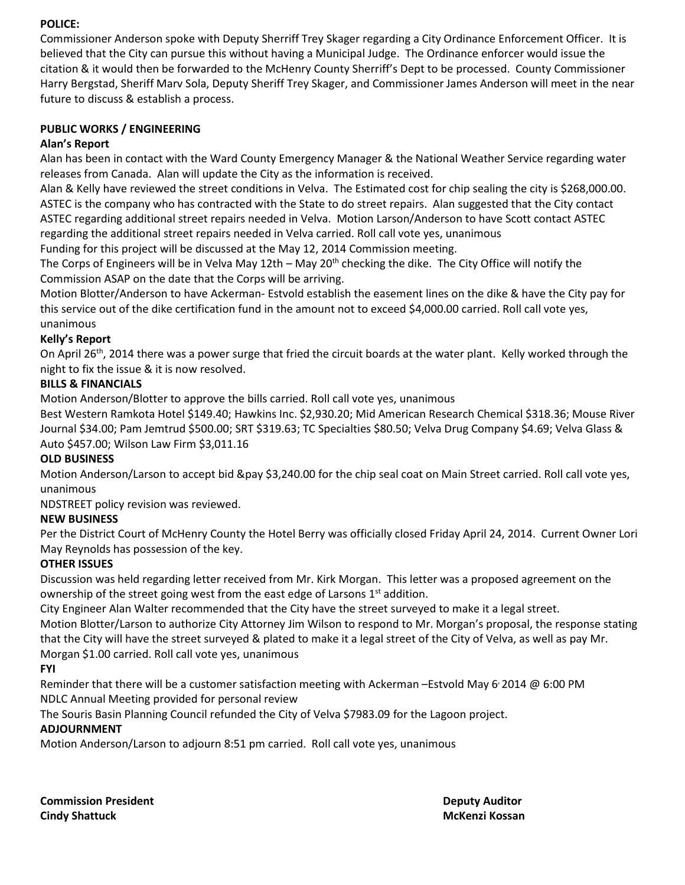**POLICE:**

Commissioner Anderson spoke with Deputy Sherriff Trey Skager regarding a City Ordinance Enforcement Officer. It is believed that the City can pursue this without having a Municipal Judge. The Ordinance enforcer would issue the citation & it would then be forwarded to the McHenry County Sherriff's Dept to be processed. County Commissioner Harry Bergstad, Sheriff Marv Sola, Deputy Sheriff Trey Skager, and Commissioner James Anderson will meet in the near future to discuss & establish a process.

**PUBLIC WORKS / ENGINEERING**

**Alan's Report**

Alan has been in contact with the Ward County Emergency Manager & the National Weather Service regarding water releases from Canada. Alan will update the City as the information is received.

Alan & Kelly have reviewed the street conditions in Velva. The Estimated cost for chip sealing the city is $268,000.00. ASTEC is the company who has contracted with the State to do street repairs. Alan suggested that the City contact ASTEC regarding additional street repairs needed in Velva. Motion Larson/Anderson to have Scott contact ASTEC regarding the additional street repairs needed in Velva carried. Roll call vote yes, unanimous

Funding for this project will be discussed at the May 12, 2014 Commission meeting.

The Corps of Engineers will be in Velva May 12th – May 20th checking the dike. The City Office will notify the Commission ASAP on the date that the Corps will be arriving.

Motion Blotter/Anderson to have Ackerman- Estvold establish the easement lines on the dike & have the City pay for this service out of the dike certification fund in the amount not to exceed $4,000.00 carried. Roll call vote yes, unanimous

**Kelly's Report**

On April 26th, 2014 there was a power surge that fried the circuit boards at the water plant. Kelly worked through the night to fix the issue & it is now resolved.

**BILLS & FINANCIALS**

Motion Anderson/Blotter to approve the bills carried. Roll call vote yes, unanimous

Best Western Ramkota Hotel $149.40; Hawkins Inc. $2,930.20; Mid American Research Chemical $318.36; Mouse River Journal $34.00; Pam Jemtrud $500.00; SRT $319.63; TC Specialties $80.50; Velva Drug Company $4.69; Velva Glass & Auto $457.00; Wilson Law Firm $3,011.16

**OLD BUSINESS**

Motion Anderson/Larson to accept bid &pay $3,240.00 for the chip seal coat on Main Street carried. Roll call vote yes, unanimous

NDSTREET policy revision was reviewed.

**NEW BUSINESS**

Per the District Court of McHenry County the Hotel Berry was officially closed Friday April 24, 2014. Current Owner Lori May Reynolds has possession of the key.

**OTHER ISSUES**

Discussion was held regarding letter received from Mr. Kirk Morgan. This letter was a proposed agreement on the ownership of the street going west from the east edge of Larsons 1st addition.

City Engineer Alan Walter recommended that the City have the street surveyed to make it a legal street.

Motion Blotter/Larson to authorize City Attorney Jim Wilson to respond to Mr. Morgan's proposal, the response stating that the City will have the street surveyed & plated to make it a legal street of the City of Velva, as well as pay Mr. Morgan $1.00 carried. Roll call vote yes, unanimous

**FYI**

Reminder that there will be a customer satisfaction meeting with Ackerman –Estvold May 6, 2014 @ 6:00 PM

NDLC Annual Meeting provided for personal review

The Souris Basin Planning Council refunded the City of Velva $7983.09 for the Lagoon project.

**ADJOURNMENT**

Motion Anderson/Larson to adjourn 8:51 pm carried. Roll call vote yes, unanimous

**Commission President**
**Cindy Shattuck**

**Deputy Auditor**
**McKenzi Kossan**